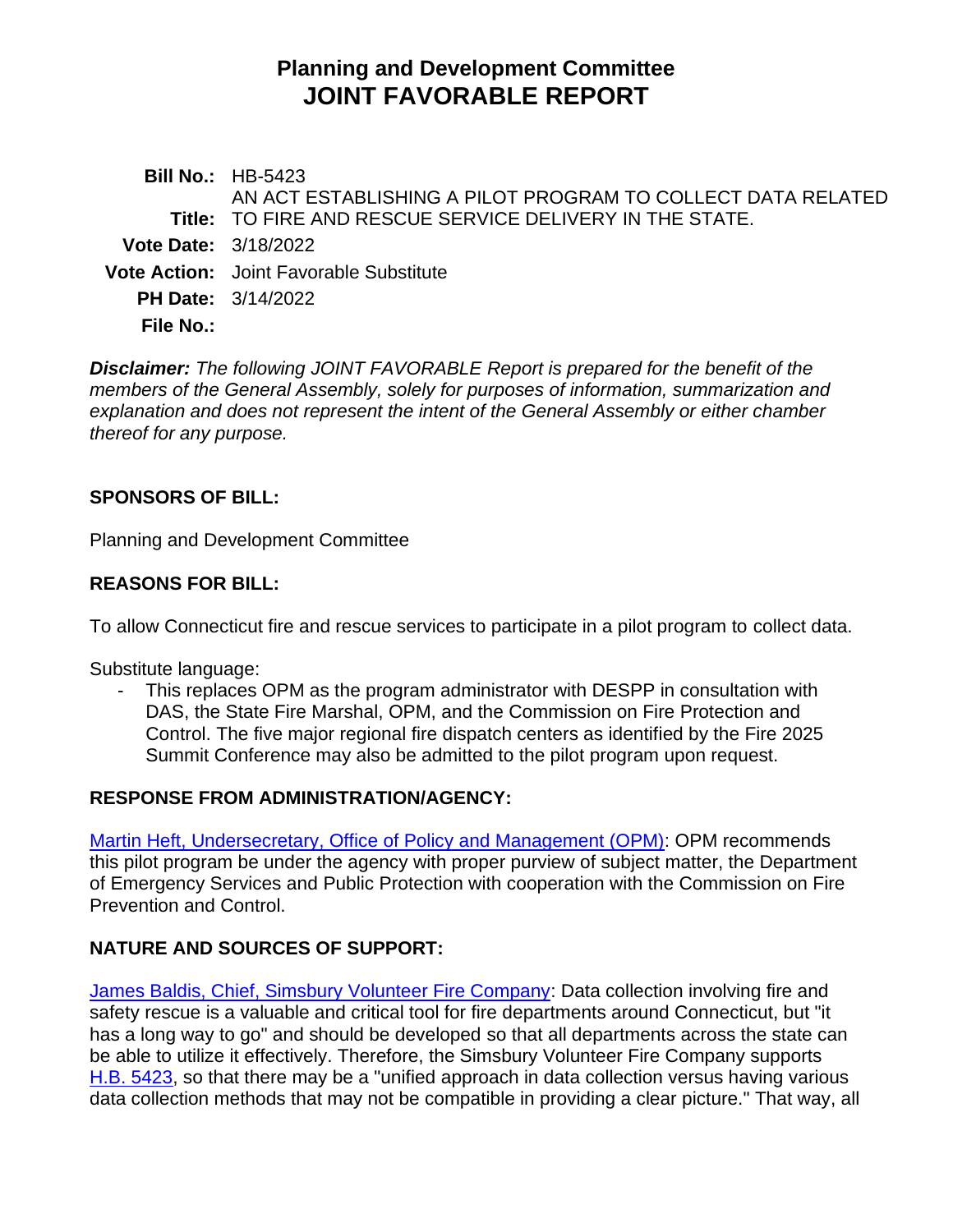# Planning and Development Committee
# JOINT FAVORABLE REPORT

**Bill No.:** HB-5423

**Title:** AN ACT ESTABLISHING A PILOT PROGRAM TO COLLECT DATA RELATED TO FIRE AND RESCUE SERVICE DELIVERY IN THE STATE.

**Vote Date:** 3/18/2022

**Vote Action:** Joint Favorable Substitute

**PH Date:** 3/14/2022

**File No.:**

***Disclaimer:*** *The following JOINT FAVORABLE Report is prepared for the benefit of the members of the General Assembly, solely for purposes of information, summarization and explanation and does not represent the intent of the General Assembly or either chamber thereof for any purpose.*

## SPONSORS OF BILL:

Planning and Development Committee

## REASONS FOR BILL:

To allow Connecticut fire and rescue services to participate in a pilot program to collect data.

Substitute language:

- This replaces OPM as the program administrator with DESPP in consultation with DAS, the State Fire Marshal, OPM, and the Commission on Fire Protection and Control. The five major regional fire dispatch centers as identified by the Fire 2025 Summit Conference may also be admitted to the pilot program upon request.

## RESPONSE FROM ADMINISTRATION/AGENCY:

Martin Heft, Undersecretary, Office of Policy and Management (OPM): OPM recommends this pilot program be under the agency with proper purview of subject matter, the Department of Emergency Services and Public Protection with cooperation with the Commission on Fire Prevention and Control.

## NATURE AND SOURCES OF SUPPORT:

James Baldis, Chief, Simsbury Volunteer Fire Company: Data collection involving fire and safety rescue is a valuable and critical tool for fire departments around Connecticut, but "it has a long way to go" and should be developed so that all departments across the state can be able to utilize it effectively. Therefore, the Simsbury Volunteer Fire Company supports H.B. 5423, so that there may be a "unified approach in data collection versus having various data collection methods that may not be compatible in providing a clear picture." That way, all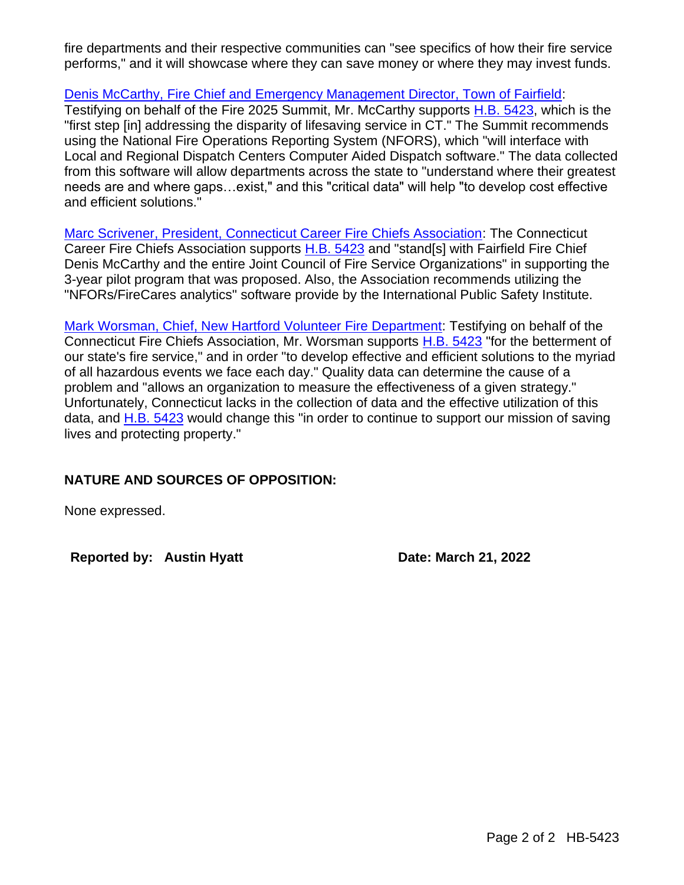fire departments and their respective communities can "see specifics of how their fire service performs," and it will showcase where they can save money or where they may invest funds.

Denis McCarthy, Fire Chief and Emergency Management Director, Town of Fairfield: Testifying on behalf of the Fire 2025 Summit, Mr. McCarthy supports H.B. 5423, which is the "first step [in] addressing the disparity of lifesaving service in CT." The Summit recommends using the National Fire Operations Reporting System (NFORS), which "will interface with Local and Regional Dispatch Centers Computer Aided Dispatch software." The data collected from this software will allow departments across the state to "understand where their greatest needs are and where gaps…exist," and this "critical data" will help "to develop cost effective and efficient solutions."

Marc Scrivener, President, Connecticut Career Fire Chiefs Association: The Connecticut Career Fire Chiefs Association supports H.B. 5423 and "stand[s] with Fairfield Fire Chief Denis McCarthy and the entire Joint Council of Fire Service Organizations" in supporting the 3-year pilot program that was proposed. Also, the Association recommends utilizing the "NFORs/FireCares analytics" software provide by the International Public Safety Institute.

Mark Worsman, Chief, New Hartford Volunteer Fire Department: Testifying on behalf of the Connecticut Fire Chiefs Association, Mr. Worsman supports H.B. 5423 "for the betterment of our state's fire service," and in order "to develop effective and efficient solutions to the myriad of all hazardous events we face each day." Quality data can determine the cause of a problem and "allows an organization to measure the effectiveness of a given strategy." Unfortunately, Connecticut lacks in the collection of data and the effective utilization of this data, and H.B. 5423 would change this "in order to continue to support our mission of saving lives and protecting property."

## NATURE AND SOURCES OF OPPOSITION:

None expressed.

**Reported by: Austin Hyatt** **Date: March 21, 2022**